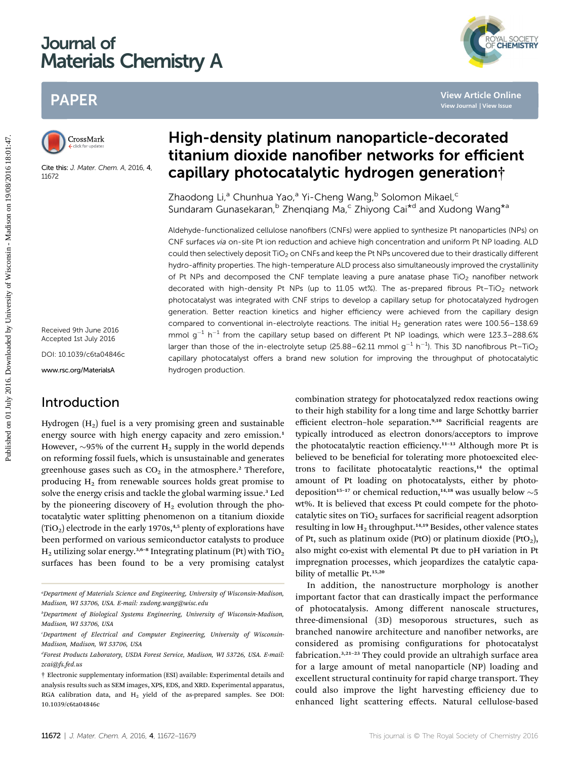# High-density platinum nanoparticle-decorated titanium dioxide nanofiber networks for efficient capillary photocatalytic hydrogen generation†

Zhaodong Li,[a] Chunhua Yao,[a] Yi-Cheng Wang,[b] Solomon Mikael,[c] Sundaram Gunasekaran,[b] Zhenqiang Ma,[c] Zhiyong Cai*[d] and Xudong Wang*[a]

Cite this: *J. Mater. Chem. A*, 2016, 4, 11672

Received 9th June 2016
Accepted 1st July 2016

DOI: 10.1039/c6ta04846c

www.rsc.org/MaterialsA

Aldehyde-functionalized cellulose nanofibers (CNFs) were applied to synthesize Pt nanoparticles (NPs) on CNF surfaces *via* on-site Pt ion reduction and achieve high concentration and uniform Pt NP loading. ALD could then selectively deposit $TiO_2$ on CNFs and keep the Pt NPs uncovered due to their drastically different hydro-affinity properties. The high-temperature ALD process also simultaneously improved the crystallinity of Pt NPs and decomposed the CNF template leaving a pure anatase phase $TiO_2$ nanofiber network decorated with high-density Pt NPs (up to 11.05 wt%). The as-prepared fibrous Pt–$TiO_2$ network photocatalyst was integrated with CNF strips to develop a capillary setup for photocatalyzed hydrogen generation. Better reaction kinetics and higher efficiency were achieved from the capillary design compared to conventional in-electrolyte reactions. The initial $H_2$ generation rates were 100.56–138.69 mmol $g^{-1}$ $h^{-1}$ from the capillary setup based on different Pt NP loadings, which were 123.3–288.6% larger than those of the in-electrolyte setup (25.88–62.11 mmol $g^{-1}$ $h^{-1}$). This 3D nanofibrous Pt–$TiO_2$ capillary photocatalyst offers a brand new solution for improving the throughput of photocatalytic hydrogen production.

## Introduction

Hydrogen ($H_2$) fuel is a very promising green and sustainable energy source with high energy capacity and zero emission.[1] However, ~95% of the current $H_2$ supply in the world depends on reforming fossil fuels, which is unsustainable and generates greenhouse gases such as $CO_2$ in the atmosphere.[2] Therefore, producing $H_2$ from renewable sources holds great promise to solve the energy crisis and tackle the global warming issue.[3] Led by the pioneering discovery of $H_2$ evolution through the photocatalytic water splitting phenomenon on a titanium dioxide ($TiO_2$) electrode in the early 1970s,[4,5] plenty of explorations have been performed on various semiconductor catalysts to produce $H_2$ utilizing solar energy.[3,6–8] Integrating platinum (Pt) with $TiO_2$ surfaces has been found to be a very promising catalyst combination strategy for photocatalyzed redox reactions owing to their high stability for a long time and large Schottky barrier efficient electron–hole separation.[9,10] Sacrificial reagents are typically introduced as electron donors/acceptors to improve the photocatalytic reaction efficiency.[11–13] Although more Pt is believed to be beneficial for tolerating more photoexcited electrons to facilitate photocatalytic reactions,[14] the optimal amount of Pt loading on photocatalysts, either by photodeposition[15–17] or chemical reduction,[14,18] was usually below ~5 wt%. It is believed that excess Pt could compete for the photocatalytic sites on $TiO_2$ surfaces for sacrificial reagent adsorption resulting in low $H_2$ throughput.[14,19] Besides, other valence states of Pt, such as platinum oxide (PtO) or platinum dioxide ($PtO_2$), also might co-exist with elemental Pt due to pH variation in Pt impregnation processes, which jeopardizes the catalytic capability of metallic Pt.[15,20]

In addition, the nanostructure morphology is another important factor that can drastically impact the performance of photocatalysis. Among different nanoscale structures, three-dimensional (3D) mesoporous structures, such as branched nanowire architecture and nanofiber networks, are considered as promising configurations for photocatalyst fabrication.[3,21–23] They could provide an ultrahigh surface area for a large amount of metal nanoparticle (NP) loading and excellent structural continuity for rapid charge transport. They could also improve the light harvesting efficiency due to enhanced light scattering effects. Natural cellulose-based

---

[a] Department of Materials Science and Engineering, University of Wisconsin-Madison, Madison, WI 53706, USA. E-mail: xudong.wang@wisc.edu

[b] Department of Biological Systems Engineering, University of Wisconsin-Madison, Madison, WI 53706, USA

[c] Department of Electrical and Computer Engineering, University of Wisconsin-Madison, Madison, WI 53706, USA

[d] Forest Products Laboratory, USDA Forest Service, Madison, WI 53726, USA. E-mail: zcai@fs.fed.us

† Electronic supplementary information (ESI) available: Experimental details and analysis results such as SEM images, XPS, EDS, and XRD. Experimental apparatus, RGA calibration data, and $H_2$ yield of the as-prepared samples. See DOI: 10.1039/c6ta04846c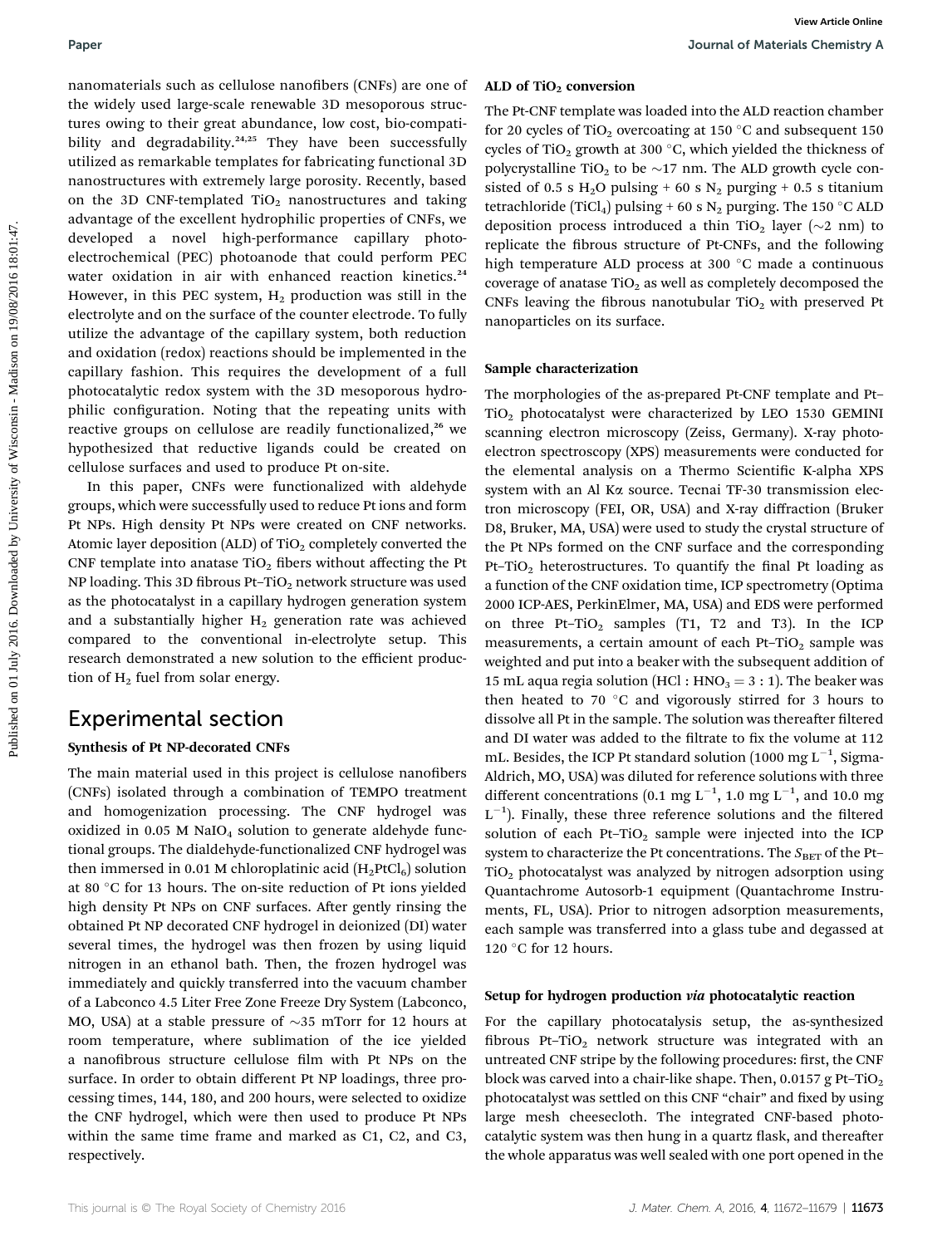nanomaterials such as cellulose nanofibers (CNFs) are one of the widely used large-scale renewable 3D mesoporous structures owing to their great abundance, low cost, bio-compatibility and degradability.[24,25] They have been successfully utilized as remarkable templates for fabricating functional 3D nanostructures with extremely large porosity. Recently, based on the 3D CNF-templated $TiO_2$ nanostructures and taking advantage of the excellent hydrophilic properties of CNFs, we developed a novel high-performance capillary photoelectrochemical (PEC) photoanode that could perform PEC water oxidation in air with enhanced reaction kinetics.[24] However, in this PEC system, $H_2$ production was still in the electrolyte and on the surface of the counter electrode. To fully utilize the advantage of the capillary system, both reduction and oxidation (redox) reactions should be implemented in the capillary fashion. This requires the development of a full photocatalytic redox system with the 3D mesoporous hydrophilic configuration. Noting that the repeating units with reactive groups on cellulose are readily functionalized,[26] we hypothesized that reductive ligands could be created on cellulose surfaces and used to produce Pt on-site.

In this paper, CNFs were functionalized with aldehyde groups, which were successfully used to reduce Pt ions and form Pt NPs. High density Pt NPs were created on CNF networks. Atomic layer deposition (ALD) of $TiO_2$ completely converted the CNF template into anatase $TiO_2$ fibers without affecting the Pt NP loading. This 3D fibrous Pt–$TiO_2$ network structure was used as the photocatalyst in a capillary hydrogen generation system and a substantially higher $H_2$ generation rate was achieved compared to the conventional in-electrolyte setup. This research demonstrated a new solution to the efficient production of $H_2$ fuel from solar energy.

## Experimental section

### Synthesis of Pt NP-decorated CNFs

The main material used in this project is cellulose nanofibers (CNFs) isolated through a combination of TEMPO treatment and homogenization processing. The CNF hydrogel was oxidized in 0.05 M $NaIO_4$ solution to generate aldehyde functional groups. The dialdehyde-functionalized CNF hydrogel was then immersed in 0.01 M chloroplatinic acid ($H_2PtCl_6$) solution at 80 °C for 13 hours. The on-site reduction of Pt ions yielded high density Pt NPs on CNF surfaces. After gently rinsing the obtained Pt NP decorated CNF hydrogel in deionized (DI) water several times, the hydrogel was then frozen by using liquid nitrogen in an ethanol bath. Then, the frozen hydrogel was immediately and quickly transferred into the vacuum chamber of a Labconco 4.5 Liter Free Zone Freeze Dry System (Labconco, MO, USA) at a stable pressure of ~35 mTorr for 12 hours at room temperature, where sublimation of the ice yielded a nanofibrous structure cellulose film with Pt NPs on the surface. In order to obtain different Pt NP loadings, three processing times, 144, 180, and 200 hours, were selected to oxidize the CNF hydrogel, which were then used to produce Pt NPs within the same time frame and marked as C1, C2, and C3, respectively.

### ALD of $TiO_2$ conversion

The Pt-CNF template was loaded into the ALD reaction chamber for 20 cycles of $TiO_2$ overcoating at 150 °C and subsequent 150 cycles of $TiO_2$ growth at 300 °C, which yielded the thickness of polycrystalline $TiO_2$ to be ~17 nm. The ALD growth cycle consisted of 0.5 s $H_2O$ pulsing + 60 s $N_2$ purging + 0.5 s titanium tetrachloride ($TiCl_4$) pulsing + 60 s $N_2$ purging. The 150 °C ALD deposition process introduced a thin $TiO_2$ layer (~2 nm) to replicate the fibrous structure of Pt-CNFs, and the following high temperature ALD process at 300 °C made a continuous coverage of anatase $TiO_2$ as well as completely decomposed the CNFs leaving the fibrous nanotubular $TiO_2$ with preserved Pt nanoparticles on its surface.

### Sample characterization

The morphologies of the as-prepared Pt-CNF template and Pt–$TiO_2$ photocatalyst were characterized by LEO 1530 GEMINI scanning electron microscopy (Zeiss, Germany). X-ray photoelectron spectroscopy (XPS) measurements were conducted for the elemental analysis on a Thermo Scientific K-alpha XPS system with an Al Kα source. Tecnai TF-30 transmission electron microscopy (FEI, OR, USA) and X-ray diffraction (Bruker D8, Bruker, MA, USA) were used to study the crystal structure of the Pt NPs formed on the CNF surface and the corresponding Pt–$TiO_2$ heterostructures. To quantify the final Pt loading as a function of the CNF oxidation time, ICP spectrometry (Optima 2000 ICP-AES, PerkinElmer, MA, USA) and EDS were performed on three Pt–$TiO_2$ samples (T1, T2 and T3). In the ICP measurements, a certain amount of each Pt–$TiO_2$ sample was weighted and put into a beaker with the subsequent addition of 15 mL aqua regia solution (HCl : $HNO_3$ = 3 : 1). The beaker was then heated to 70 °C and vigorously stirred for 3 hours to dissolve all Pt in the sample. The solution was thereafter filtered and DI water was added to the filtrate to fix the volume at 112 mL. Besides, the ICP Pt standard solution (1000 mg $L^{-1}$, Sigma-Aldrich, MO, USA) was diluted for reference solutions with three different concentrations (0.1 mg $L^{-1}$, 1.0 mg $L^{-1}$, and 10.0 mg $L^{-1}$). Finally, these three reference solutions and the filtered solution of each Pt–$TiO_2$ sample were injected into the ICP system to characterize the Pt concentrations. The $S_{BET}$ of the Pt–$TiO_2$ photocatalyst was analyzed by nitrogen adsorption using Quantachrome Autosorb-1 equipment (Quantachrome Instruments, FL, USA). Prior to nitrogen adsorption measurements, each sample was transferred into a glass tube and degassed at 120 °C for 12 hours.

### Setup for hydrogen production *via* photocatalytic reaction

For the capillary photocatalysis setup, the as-synthesized fibrous Pt–$TiO_2$ network structure was integrated with an untreated CNF stripe by the following procedures: first, the CNF block was carved into a chair-like shape. Then, 0.0157 g Pt–$TiO_2$ photocatalyst was settled on this CNF "chair" and fixed by using large mesh cheesecloth. The integrated CNF-based photocatalytic system was then hung in a quartz flask, and thereafter the whole apparatus was well sealed with one port opened in the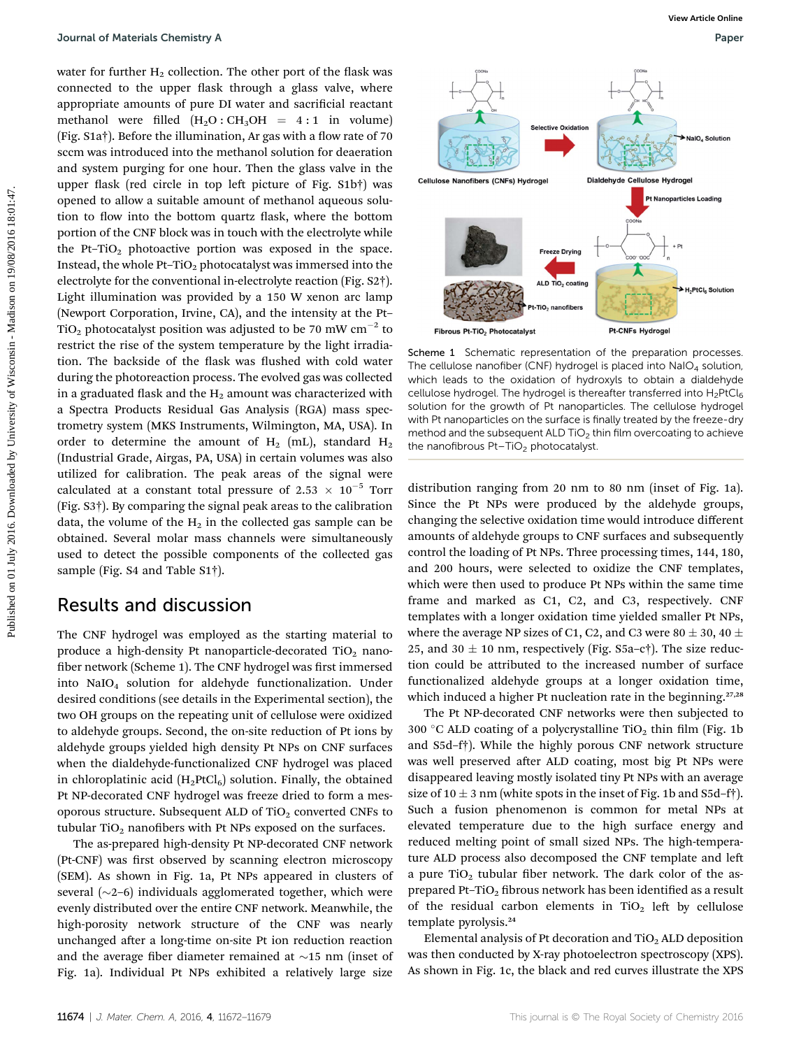water for further $H_2$ collection. The other port of the flask was connected to the upper flask through a glass valve, where appropriate amounts of pure DI water and sacrificial reactant methanol were filled ($H_2O : CH_3OH$ = 4 : 1 in volume) (Fig. S1a†). Before the illumination, Ar gas with a flow rate of 70 sccm was introduced into the methanol solution for deaeration and system purging for one hour. Then the glass valve in the upper flask (red circle in top left picture of Fig. S1b†) was opened to allow a suitable amount of methanol aqueous solution to flow into the bottom quartz flask, where the bottom portion of the CNF block was in touch with the electrolyte while the Pt–$TiO_2$ photoactive portion was exposed in the space. Instead, the whole Pt–$TiO_2$ photocatalyst was immersed into the electrolyte for the conventional in-electrolyte reaction (Fig. S2†). Light illumination was provided by a 150 W xenon arc lamp (Newport Corporation, Irvine, CA), and the intensity at the Pt–$TiO_2$ photocatalyst position was adjusted to be 70 mW $cm^{-2}$ to restrict the rise of the system temperature by the light irradiation. The backside of the flask was flushed with cold water during the photoreaction process. The evolved gas was collected in a graduated flask and the $H_2$ amount was characterized with a Spectra Products Residual Gas Analysis (RGA) mass spectrometry system (MKS Instruments, Wilmington, MA, USA). In order to determine the amount of $H_2$ (mL), standard $H_2$ (Industrial Grade, Airgas, PA, USA) in certain volumes was also utilized for calibration. The peak areas of the signal were calculated at a constant total pressure of $2.53 \times 10^{-5}$ Torr (Fig. S3†). By comparing the signal peak areas to the calibration data, the volume of the $H_2$ in the collected gas sample can be obtained. Several molar mass channels were simultaneously used to detect the possible components of the collected gas sample (Fig. S4 and Table S1†).

## Results and discussion

The CNF hydrogel was employed as the starting material to produce a high-density Pt nanoparticle-decorated $TiO_2$ nanofiber network (Scheme 1). The CNF hydrogel was first immersed into $NaIO_4$ solution for aldehyde functionalization. Under desired conditions (see details in the Experimental section), the two OH groups on the repeating unit of cellulose were oxidized to aldehyde groups. Second, the on-site reduction of Pt ions by aldehyde groups yielded high density Pt NPs on CNF surfaces when the dialdehyde-functionalized CNF hydrogel was placed in chloroplatinic acid ($H_2PtCl_6$) solution. Finally, the obtained Pt NP-decorated CNF hydrogel was freeze dried to form a mesoporous structure. Subsequent ALD of $TiO_2$ converted CNFs to tubular $TiO_2$ nanofibers with Pt NPs exposed on the surfaces.

The as-prepared high-density Pt NP-decorated CNF network (Pt-CNF) was first observed by scanning electron microscopy (SEM). As shown in Fig. 1a, Pt NPs appeared in clusters of several (~2–6) individuals agglomerated together, which were evenly distributed over the entire CNF network. Meanwhile, the high-porosity network structure of the CNF was nearly unchanged after a long-time on-site Pt ion reduction reaction and the average fiber diameter remained at ~15 nm (inset of Fig. 1a). Individual Pt NPs exhibited a relatively large size distribution ranging from 20 nm to 80 nm (inset of Fig. 1a). Since the Pt NPs were produced by the aldehyde groups, changing the selective oxidation time would introduce different amounts of aldehyde groups to CNF surfaces and subsequently control the loading of Pt NPs. Three processing times, 144, 180, and 200 hours, were selected to oxidize the CNF templates, which were then used to produce Pt NPs within the same time frame and marked as C1, C2, and C3, respectively. CNF templates with a longer oxidation time yielded smaller Pt NPs, where the average NP sizes of C1, C2, and C3 were 80 ± 30, 40 ± 25, and 30 ± 10 nm, respectively (Fig. S5a–c†). The size reduction could be attributed to the increased number of surface functionalized aldehyde groups at a longer oxidation time, which induced a higher Pt nucleation rate in the beginning.[27,28]

Scheme 1 Schematic representation of the preparation processes. The cellulose nanofiber (CNF) hydrogel is placed into $NaIO_4$ solution, which leads to the oxidation of hydroxyls to obtain a dialdehyde cellulose hydrogel. The hydrogel is thereafter transferred into $H_2PtCl_6$ solution for the growth of Pt nanoparticles. The cellulose hydrogel with Pt nanoparticles on the surface is finally treated by the freeze-dry method and the subsequent ALD $TiO_2$ thin film overcoating to achieve the nanofibrous Pt–$TiO_2$ photocatalyst.

The Pt NP-decorated CNF networks were then subjected to 300 °C ALD coating of a polycrystalline $TiO_2$ thin film (Fig. 1b and S5d–f†). While the highly porous CNF network structure was well preserved after ALD coating, most big Pt NPs were disappeared leaving mostly isolated tiny Pt NPs with an average size of 10 ± 3 nm (white spots in the inset of Fig. 1b and S5d–f†). Such a fusion phenomenon is common for metal NPs at elevated temperature due to the high surface energy and reduced melting point of small sized NPs. The high-temperature ALD process also decomposed the CNF template and left a pure $TiO_2$ tubular fiber network. The dark color of the as-prepared Pt–$TiO_2$ fibrous network has been identified as a result of the residual carbon elements in $TiO_2$ left by cellulose template pyrolysis.[24]

Elemental analysis of Pt decoration and $TiO_2$ ALD deposition was then conducted by X-ray photoelectron spectroscopy (XPS). As shown in Fig. 1c, the black and red curves illustrate the XPS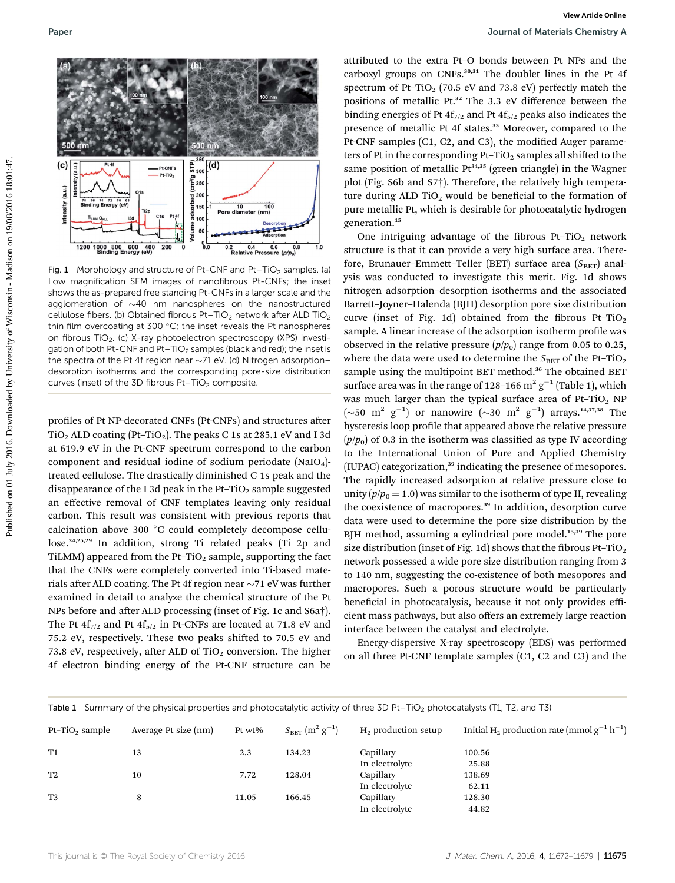Fig. 1 Morphology and structure of Pt-CNF and Pt–$TiO_2$ samples. (a) Low magnification SEM images of nanofibrous Pt-CNFs; the inset shows the as-prepared free standing Pt-CNFs in a larger scale and the agglomeration of ~40 nm nanospheres on the nanostructured cellulose fibers. (b) Obtained fibrous Pt–$TiO_2$ network after ALD $TiO_2$ thin film overcoating at 300 °C; the inset reveals the Pt nanospheres on fibrous $TiO_2$. (c) X-ray photoelectron spectroscopy (XPS) investigation of both Pt-CNF and Pt–$TiO_2$ samples (black and red); the inset is the spectra of the Pt 4f region near ~71 eV. (d) Nitrogen adsorption–desorption isotherms and the corresponding pore-size distribution curves (inset) of the 3D fibrous Pt–$TiO_2$ composite.

profiles of Pt NP-decorated CNFs (Pt-CNFs) and structures after $TiO_2$ ALD coating (Pt–$TiO_2$). The peaks C 1s at 285.1 eV and I 3d at 619.9 eV in the Pt-CNF spectrum correspond to the carbon component and residual iodine of sodium periodate ($NaIO_4$)-treated cellulose. The drastically diminished C 1s peak and the disappearance of the I 3d peak in the Pt–$TiO_2$ sample suggested an effective removal of CNF templates leaving only residual carbon. This result was consistent with previous reports that calcination above 300 °C could completely decompose cellulose.[24,25,29] In addition, strong Ti related peaks (Ti 2p and TiLMM) appeared from the Pt–$TiO_2$ sample, supporting the fact that the CNFs were completely converted into Ti-based materials after ALD coating. The Pt 4f region near ~71 eV was further examined in detail to analyze the chemical structure of the Pt NPs before and after ALD processing (inset of Fig. 1c and S6a†). The Pt $4f_{7/2}$ and Pt $4f_{5/2}$ in Pt-CNFs are located at 71.8 eV and 75.2 eV, respectively. These two peaks shifted to 70.5 eV and 73.8 eV, respectively, after ALD of $TiO_2$ conversion. The higher 4f electron binding energy of the Pt-CNF structure can be attributed to the extra Pt–O bonds between Pt NPs and the carboxyl groups on CNFs.[30,31] The doublet lines in the Pt 4f spectrum of Pt–$TiO_2$ (70.5 eV and 73.8 eV) perfectly match the positions of metallic Pt.[32] The 3.3 eV difference between the binding energies of Pt $4f_{7/2}$ and Pt $4f_{5/2}$ peaks also indicates the presence of metallic Pt 4f states.[33] Moreover, compared to the Pt-CNF samples (C1, C2, and C3), the modified Auger parameters of Pt in the corresponding Pt–$TiO_2$ samples all shifted to the same position of metallic Pt[34,35] (green triangle) in the Wagner plot (Fig. S6b and S7†). Therefore, the relatively high temperature during ALD $TiO_2$ would be beneficial to the formation of pure metallic Pt, which is desirable for photocatalytic hydrogen generation.[15]

One intriguing advantage of the fibrous Pt–$TiO_2$ network structure is that it can provide a very high surface area. Therefore, Brunauer–Emmett–Teller (BET) surface area ($S_{BET}$) analysis was conducted to investigate this merit. Fig. 1d shows nitrogen adsorption–desorption isotherms and the associated Barrett–Joyner–Halenda (BJH) desorption pore size distribution curve (inset of Fig. 1d) obtained from the fibrous Pt–$TiO_2$ sample. A linear increase of the adsorption isotherm profile was observed in the relative pressure ($p/p_0$) range from 0.05 to 0.25, where the data were used to determine the $S_{BET}$ of the Pt–$TiO_2$ sample using the multipoint BET method.[36] The obtained BET surface area was in the range of 128–166 $m^2\ g^{-1}$ (Table 1), which was much larger than the typical surface area of Pt–$TiO_2$ NP (~50 $m^2\ g^{-1}$) or nanowire (~30 $m^2\ g^{-1}$) arrays.[14,37,38] The hysteresis loop profile that appeared above the relative pressure ($p/p_0$) of 0.3 in the isotherm was classified as type IV according to the International Union of Pure and Applied Chemistry (IUPAC) categorization,[39] indicating the presence of mesopores. The rapidly increased adsorption at relative pressure close to unity ($p/p_0 = 1.0$) was similar to the isotherm of type II, revealing the coexistence of macropores.[39] In addition, desorption curve data were used to determine the pore size distribution by the BJH method, assuming a cylindrical pore model.[15,39] The pore size distribution (inset of Fig. 1d) shows that the fibrous Pt–$TiO_2$ network possessed a wide pore size distribution ranging from 3 to 140 nm, suggesting the co-existence of both mesopores and macropores. Such a porous structure would be particularly beneficial in photocatalysis, because it not only provides efficient mass pathways, but also offers an extremely large reaction interface between the catalyst and electrolyte.

Energy-dispersive X-ray spectroscopy (EDS) was performed on all three Pt-CNF template samples (C1, C2 and C3) and the

Table 1 Summary of the physical properties and photocatalytic activity of three 3D Pt–$TiO_2$ photocatalysts (T1, T2, and T3)

| Pt–$TiO_2$ sample | Average Pt size (nm) | Pt wt% | $S_{BET}$ ($m^2\ g^{-1}$) | $H_2$ production setup | Initial $H_2$ production rate (mmol $g^{-1}\ h^{-1}$) |
|---|---|---|---|---|---|
| T1 | 13 | 2.3 | 134.23 | Capillary | 100.56 |
| | | | | In electrolyte | 25.88 |
| T2 | 10 | 7.72 | 128.04 | Capillary | 138.69 |
| | | | | In electrolyte | 62.11 |
| T3 | 8 | 11.05 | 166.45 | Capillary | 128.30 |
| | | | | In electrolyte | 44.82 |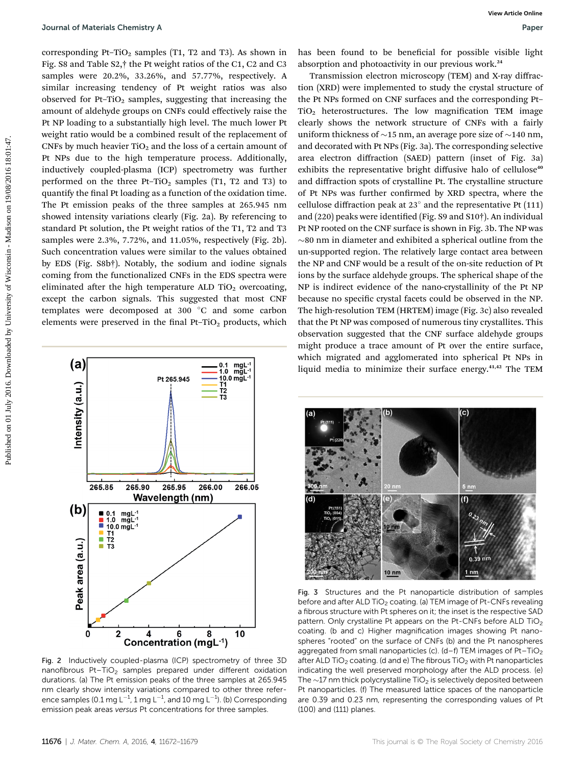corresponding Pt–$TiO_2$ samples (T1, T2 and T3). As shown in Fig. S8 and Table S2,† the Pt weight ratios of the C1, C2 and C3 samples were 20.2%, 33.26%, and 57.77%, respectively. A similar increasing tendency of Pt weight ratios was also observed for Pt–$TiO_2$ samples, suggesting that increasing the amount of aldehyde groups on CNFs could effectively raise the Pt NP loading to a substantially high level. The much lower Pt weight ratio would be a combined result of the replacement of CNFs by much heavier $TiO_2$ and the loss of a certain amount of Pt NPs due to the high temperature process. Additionally, inductively coupled-plasma (ICP) spectrometry was further performed on the three Pt–$TiO_2$ samples (T1, T2 and T3) to quantify the final Pt loading as a function of the oxidation time. The Pt emission peaks of the three samples at 265.945 nm showed intensity variations clearly (Fig. 2a). By referencing to standard Pt solution, the Pt weight ratios of the T1, T2 and T3 samples were 2.3%, 7.72%, and 11.05%, respectively (Fig. 2b). Such concentration values were similar to the values obtained by EDS (Fig. S8b†). Notably, the sodium and iodine signals coming from the functionalized CNFs in the EDS spectra were eliminated after the high temperature ALD $TiO_2$ overcoating, except the carbon signals. This suggested that most CNF templates were decomposed at 300 °C and some carbon elements were preserved in the final Pt–$TiO_2$ products, which has been found to be beneficial for possible visible light absorption and photoactivity in our previous work.[24]

Fig. 2 Inductively coupled-plasma (ICP) spectrometry of three 3D nanofibrous Pt–$TiO_2$ samples prepared under different oxidation durations. (a) The Pt emission peaks of the three samples at 265.945 nm clearly show intensity variations compared to other three reference samples (0.1 mg $L^{-1}$, 1 mg $L^{-1}$, and 10 mg $L^{-1}$). (b) Corresponding emission peak areas *versus* Pt concentrations for three samples.

Transmission electron microscopy (TEM) and X-ray diffraction (XRD) were implemented to study the crystal structure of the Pt NPs formed on CNF surfaces and the corresponding Pt–$TiO_2$ heterostructures. The low magnification TEM image clearly shows the network structure of CNFs with a fairly uniform thickness of ~15 nm, an average pore size of ~140 nm, and decorated with Pt NPs (Fig. 3a). The corresponding selective area electron diffraction (SAED) pattern (inset of Fig. 3a) exhibits the representative bright diffusive halo of cellulose[40] and diffraction spots of crystalline Pt. The crystalline structure of Pt NPs was further confirmed by XRD spectra, where the cellulose diffraction peak at 23° and the representative Pt (111) and (220) peaks were identified (Fig. S9 and S10†). An individual Pt NP rooted on the CNF surface is shown in Fig. 3b. The NP was ~80 nm in diameter and exhibited a spherical outline from the un-supported region. The relatively large contact area between the NP and CNF would be a result of the on-site reduction of Pt ions by the surface aldehyde groups. The spherical shape of the NP is indirect evidence of the nano-crystallinity of the Pt NP because no specific crystal facets could be observed in the NP. The high-resolution TEM (HRTEM) image (Fig. 3c) also revealed that the Pt NP was composed of numerous tiny crystallites. This observation suggested that the CNF surface aldehyde groups might produce a trace amount of Pt over the entire surface, which migrated and agglomerated into spherical Pt NPs in liquid media to minimize their surface energy.[41,42] The TEM

Fig. 3 Structures and the Pt nanoparticle distribution of samples before and after ALD $TiO_2$ coating. (a) TEM image of Pt-CNFs revealing a fibrous structure with Pt spheres on it; the inset is the respective SAD pattern. Only crystalline Pt appears on the Pt-CNFs before ALD $TiO_2$ coating. (b and c) Higher magnification images showing Pt nanospheres "rooted" on the surface of CNFs (b) and the Pt nanospheres aggregated from small nanoparticles (c). (d–f) TEM images of Pt–$TiO_2$ after ALD $TiO_2$ coating. (d and e) The fibrous $TiO_2$ with Pt nanoparticles indicating the well preserved morphology after the ALD process. (e) The ~17 nm thick polycrystalline $TiO_2$ is selectively deposited between Pt nanoparticles. (f) The measured lattice spaces of the nanoparticle are 0.39 and 0.23 nm, representing the corresponding values of Pt (100) and (111) planes.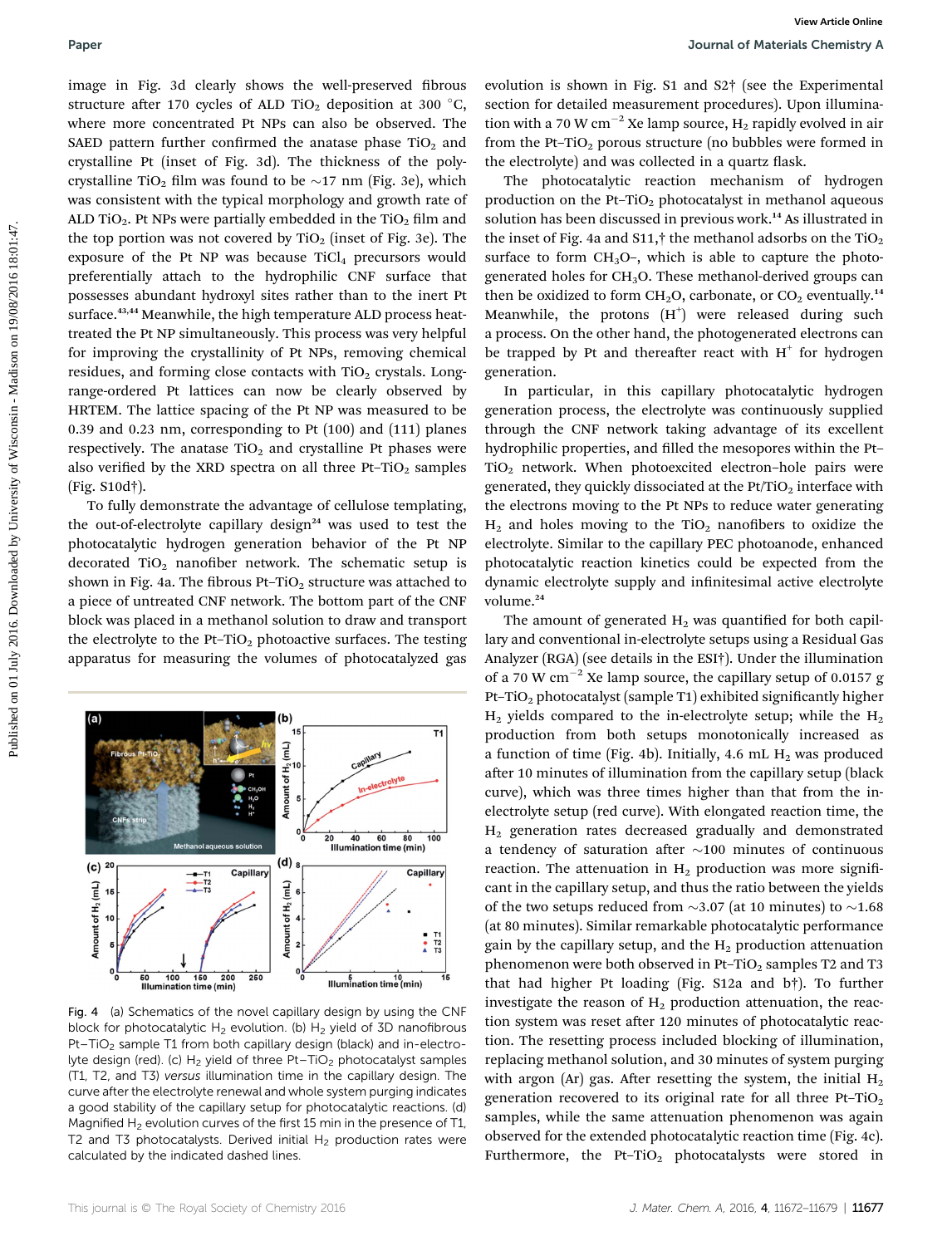image in Fig. 3d clearly shows the well-preserved fibrous structure after 170 cycles of ALD $TiO_2$ deposition at 300 °C, where more concentrated Pt NPs can also be observed. The SAED pattern further confirmed the anatase phase $TiO_2$ and crystalline Pt (inset of Fig. 3d). The thickness of the polycrystalline $TiO_2$ film was found to be ~17 nm (Fig. 3e), which was consistent with the typical morphology and growth rate of ALD $TiO_2$. Pt NPs were partially embedded in the $TiO_2$ film and the top portion was not covered by $TiO_2$ (inset of Fig. 3e). The exposure of the Pt NP was because $TiCl_4$ precursors would preferentially attach to the hydrophilic CNF surface that possesses abundant hydroxyl sites rather than to the inert Pt surface.[43,44] Meanwhile, the high temperature ALD process heat-treated the Pt NP simultaneously. This process was very helpful for improving the crystallinity of Pt NPs, removing chemical residues, and forming close contacts with $TiO_2$ crystals. Long-range-ordered Pt lattices can now be clearly observed by HRTEM. The lattice spacing of the Pt NP was measured to be 0.39 and 0.23 nm, corresponding to Pt (100) and (111) planes respectively. The anatase $TiO_2$ and crystalline Pt phases were also verified by the XRD spectra on all three Pt–$TiO_2$ samples (Fig. S10d†).

To fully demonstrate the advantage of cellulose templating, the out-of-electrolyte capillary design[24] was used to test the photocatalytic hydrogen generation behavior of the Pt NP decorated $TiO_2$ nanofiber network. The schematic setup is shown in Fig. 4a. The fibrous Pt–$TiO_2$ structure was attached to a piece of untreated CNF network. The bottom part of the CNF block was placed in a methanol solution to draw and transport the electrolyte to the Pt–$TiO_2$ photoactive surfaces. The testing apparatus for measuring the volumes of photocatalyzed gas evolution is shown in Fig. S1 and S2† (see the Experimental section for detailed measurement procedures). Upon illumination with a 70 W $cm^{-2}$ Xe lamp source, $H_2$ rapidly evolved in air from the Pt–$TiO_2$ porous structure (no bubbles were formed in the electrolyte) and was collected in a quartz flask.

Fig. 4 (a) Schematics of the novel capillary design by using the CNF block for photocatalytic $H_2$ evolution. (b) $H_2$ yield of 3D nanofibrous Pt–$TiO_2$ sample T1 from both capillary design (black) and in-electrolyte design (red). (c) $H_2$ yield of three Pt–$TiO_2$ photocatalyst samples (T1, T2, and T3) *versus* illumination time in the capillary design. The curve after the electrolyte renewal and whole system purging indicates a good stability of the capillary setup for photocatalytic reactions. (d) Magnified $H_2$ evolution curves of the first 15 min in the presence of T1, T2 and T3 photocatalysts. Derived initial $H_2$ production rates were calculated by the indicated dashed lines.

The photocatalytic reaction mechanism of hydrogen production on the Pt–$TiO_2$ photocatalyst in methanol aqueous solution has been discussed in previous work.[14] As illustrated in the inset of Fig. 4a and S11,† the methanol adsorbs on the $TiO_2$ surface to form $CH_3O$–, which is able to capture the photogenerated holes for $CH_3O$. These methanol-derived groups can then be oxidized to form $CH_2O$, carbonate, or $CO_2$ eventually.[14] Meanwhile, the protons ($H^+$) were released during such a process. On the other hand, the photogenerated electrons can be trapped by Pt and thereafter react with $H^+$ for hydrogen generation.

In particular, in this capillary photocatalytic hydrogen generation process, the electrolyte was continuously supplied through the CNF network taking advantage of its excellent hydrophilic properties, and filled the mesopores within the Pt–$TiO_2$ network. When photoexcited electron–hole pairs were generated, they quickly dissociated at the Pt/$TiO_2$ interface with the electrons moving to the Pt NPs to reduce water generating $H_2$ and holes moving to the $TiO_2$ nanofibers to oxidize the electrolyte. Similar to the capillary PEC photoanode, enhanced photocatalytic reaction kinetics could be expected from the dynamic electrolyte supply and infinitesimal active electrolyte volume.[24]

The amount of generated $H_2$ was quantified for both capillary and conventional in-electrolyte setups using a Residual Gas Analyzer (RGA) (see details in the ESI†). Under the illumination of a 70 W $cm^{-2}$ Xe lamp source, the capillary setup of 0.0157 g Pt–$TiO_2$ photocatalyst (sample T1) exhibited significantly higher $H_2$ yields compared to the in-electrolyte setup; while the $H_2$ production from both setups monotonically increased as a function of time (Fig. 4b). Initially, 4.6 mL $H_2$ was produced after 10 minutes of illumination from the capillary setup (black curve), which was three times higher than that from the in-electrolyte setup (red curve). With elongated reaction time, the $H_2$ generation rates decreased gradually and demonstrated a tendency of saturation after ~100 minutes of continuous reaction. The attenuation in $H_2$ production was more significant in the capillary setup, and thus the ratio between the yields of the two setups reduced from ~3.07 (at 10 minutes) to ~1.68 (at 80 minutes). Similar remarkable photocatalytic performance gain by the capillary setup, and the $H_2$ production attenuation phenomenon were both observed in Pt–$TiO_2$ samples T2 and T3 that had higher Pt loading (Fig. S12a and b†). To further investigate the reason of $H_2$ production attenuation, the reaction system was reset after 120 minutes of photocatalytic reaction. The resetting process included blocking of illumination, replacing methanol solution, and 30 minutes of system purging with argon (Ar) gas. After resetting the system, the initial $H_2$ generation recovered to its original rate for all three Pt–$TiO_2$ samples, while the same attenuation phenomenon was again observed for the extended photocatalytic reaction time (Fig. 4c). Furthermore, the Pt–$TiO_2$ photocatalysts were stored in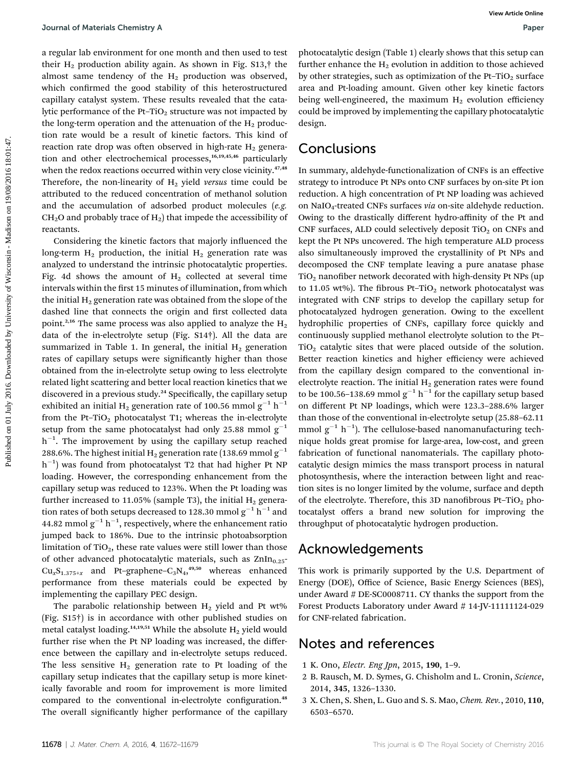a regular lab environment for one month and then used to test their $H_2$ production ability again. As shown in Fig. S13,† the almost same tendency of the $H_2$ production was observed, which confirmed the good stability of this heterostructured capillary catalyst system. These results revealed that the catalytic performance of the Pt–$TiO_2$ structure was not impacted by the long-term operation and the attenuation of the $H_2$ production rate would be a result of kinetic factors. This kind of reaction rate drop was often observed in high-rate $H_2$ generation and other electrochemical processes,[16,19,45,46] particularly when the redox reactions occurred within very close vicinity.[47,48] Therefore, the non-linearity of $H_2$ yield *versus* time could be attributed to the reduced concentration of methanol solution and the accumulation of adsorbed product molecules (*e.g.* $CH_2O$ and probably trace of $H_2$) that impede the accessibility of reactants.

Considering the kinetic factors that majorly influenced the long-term $H_2$ production, the initial $H_2$ generation rate was analyzed to understand the intrinsic photocatalytic properties. Fig. 4d shows the amount of $H_2$ collected at several time intervals within the first 15 minutes of illumination, from which the initial $H_2$ generation rate was obtained from the slope of the dashed line that connects the origin and first collected data point.[2,16] The same process was also applied to analyze the $H_2$ data of the in-electrolyte setup (Fig. S14†). All the data are summarized in Table 1. In general, the initial $H_2$ generation rates of capillary setups were significantly higher than those obtained from the in-electrolyte setup owing to less electrolyte related light scattering and better local reaction kinetics that we discovered in a previous study.[24] Specifically, the capillary setup exhibited an initial $H_2$ generation rate of 100.56 mmol $g^{-1}$ $h^{-1}$ from the Pt–$TiO_2$ photocatalyst T1; whereas the in-electrolyte setup from the same photocatalyst had only 25.88 mmol $g^{-1}$ $h^{-1}$. The improvement by using the capillary setup reached 288.6%. The highest initial $H_2$ generation rate (138.69 mmol $g^{-1}$ $h^{-1}$) was found from photocatalyst T2 that had higher Pt NP loading. However, the corresponding enhancement from the capillary setup was reduced to 123%. When the Pt loading was further increased to 11.05% (sample T3), the initial $H_2$ generation rates of both setups decreased to 128.30 mmol $g^{-1}$ $h^{-1}$ and 44.82 mmol $g^{-1}$ $h^{-1}$, respectively, where the enhancement ratio jumped back to 186%. Due to the intrinsic photoabsorption limitation of $TiO_2$, these rate values were still lower than those of other advanced photocatalytic materials, such as $ZnIn_{0.25}Cu_xS_{1.375+x}$ and Pt–graphene–$C_3N_4$,[49,50] whereas enhanced performance from these materials could be expected by implementing the capillary PEC design.

The parabolic relationship between $H_2$ yield and Pt wt% (Fig. S15†) is in accordance with other published studies on metal catalyst loading.[14,19,51] While the absolute $H_2$ yield would further rise when the Pt NP loading was increased, the difference between the capillary and in-electrolyte setups reduced. The less sensitive $H_2$ generation rate to Pt loading of the capillary setup indicates that the capillary setup is more kinetically favorable and room for improvement is more limited compared to the conventional in-electrolyte configuration.[48] The overall significantly higher performance of the capillary photocatalytic design (Table 1) clearly shows that this setup can further enhance the $H_2$ evolution in addition to those achieved by other strategies, such as optimization of the Pt–$TiO_2$ surface area and Pt-loading amount. Given other key kinetic factors being well-engineered, the maximum $H_2$ evolution efficiency could be improved by implementing the capillary photocatalytic design.

## Conclusions

In summary, aldehyde-functionalization of CNFs is an effective strategy to introduce Pt NPs onto CNF surfaces by on-site Pt ion reduction. A high concentration of Pt NP loading was achieved on $NaIO_4$-treated CNFs surfaces *via* on-site aldehyde reduction. Owing to the drastically different hydro-affinity of the Pt and CNF surfaces, ALD could selectively deposit $TiO_2$ on CNFs and kept the Pt NPs uncovered. The high temperature ALD process also simultaneously improved the crystallinity of Pt NPs and decomposed the CNF template leaving a pure anatase phase $TiO_2$ nanofiber network decorated with high-density Pt NPs (up to 11.05 wt%). The fibrous Pt–$TiO_2$ network photocatalyst was integrated with CNF strips to develop the capillary setup for photocatalyzed hydrogen generation. Owing to the excellent hydrophilic properties of CNFs, capillary force quickly and continuously supplied methanol electrolyte solution to the Pt–$TiO_2$ catalytic sites that were placed outside of the solution. Better reaction kinetics and higher efficiency were achieved from the capillary design compared to the conventional in-electrolyte reaction. The initial $H_2$ generation rates were found to be 100.56–138.69 mmol $g^{-1}$ $h^{-1}$ for the capillary setup based on different Pt NP loadings, which were 123.3–288.6% larger than those of the conventional in-electrolyte setup (25.88–62.11 mmol $g^{-1}$ $h^{-1}$). The cellulose-based nanomanufacturing technique holds great promise for large-area, low-cost, and green fabrication of functional nanomaterials. The capillary photocatalytic design mimics the mass transport process in natural photosynthesis, where the interaction between light and reaction sites is no longer limited by the volume, surface and depth of the electrolyte. Therefore, this 3D nanofibrous Pt–$TiO_2$ photocatalyst offers a brand new solution for improving the throughput of photocatalytic hydrogen production.

## Acknowledgements

This work is primarily supported by the U.S. Department of Energy (DOE), Office of Science, Basic Energy Sciences (BES), under Award # DE-SC0008711. CY thanks the support from the Forest Products Laboratory under Award # 14-JV-11111124-029 for CNF-related fabrication.

## Notes and references

1 K. Ono, *Electr. Eng Jpn*, 2015, **190**, 1–9.
2 B. Rausch, M. D. Symes, G. Chisholm and L. Cronin, *Science*, 2014, **345**, 1326–1330.
3 X. Chen, S. Shen, L. Guo and S. S. Mao, *Chem. Rev.*, 2010, **110**, 6503–6570.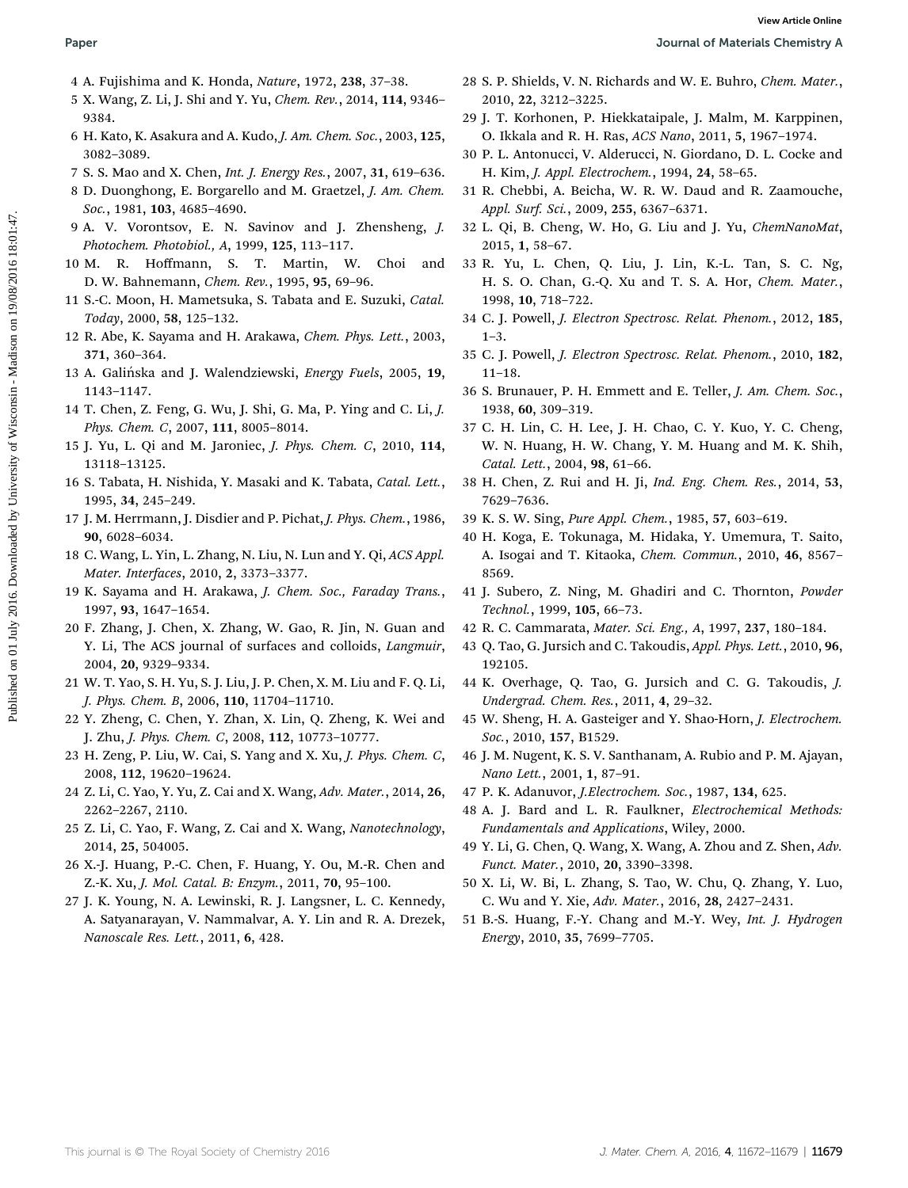4 A. Fujishima and K. Honda, *Nature*, 1972, **238**, 37–38.

5 X. Wang, Z. Li, J. Shi and Y. Yu, *Chem. Rev.*, 2014, **114**, 9346–9384.

6 H. Kato, K. Asakura and A. Kudo, *J. Am. Chem. Soc.*, 2003, **125**, 3082–3089.

7 S. S. Mao and X. Chen, *Int. J. Energy Res.*, 2007, **31**, 619–636.

8 D. Duonghong, E. Borgarello and M. Graetzel, *J. Am. Chem. Soc.*, 1981, **103**, 4685–4690.

9 A. V. Vorontsov, E. N. Savinov and J. Zhensheng, *J. Photochem. Photobiol., A*, 1999, **125**, 113–117.

10 M. R. Hoffmann, S. T. Martin, W. Choi and D. W. Bahnemann, *Chem. Rev.*, 1995, **95**, 69–96.

11 S.-C. Moon, H. Mametsuka, S. Tabata and E. Suzuki, *Catal. Today*, 2000, **58**, 125–132.

12 R. Abe, K. Sayama and H. Arakawa, *Chem. Phys. Lett.*, 2003, **371**, 360–364.

13 A. Galińska and J. Walendziewski, *Energy Fuels*, 2005, **19**, 1143–1147.

14 T. Chen, Z. Feng, G. Wu, J. Shi, G. Ma, P. Ying and C. Li, *J. Phys. Chem. C*, 2007, **111**, 8005–8014.

15 J. Yu, L. Qi and M. Jaroniec, *J. Phys. Chem. C*, 2010, **114**, 13118–13125.

16 S. Tabata, H. Nishida, Y. Masaki and K. Tabata, *Catal. Lett.*, 1995, **34**, 245–249.

17 J. M. Herrmann, J. Disdier and P. Pichat, *J. Phys. Chem.*, 1986, **90**, 6028–6034.

18 C. Wang, L. Yin, L. Zhang, N. Liu, N. Lun and Y. Qi, *ACS Appl. Mater. Interfaces*, 2010, **2**, 3373–3377.

19 K. Sayama and H. Arakawa, *J. Chem. Soc., Faraday Trans.*, 1997, **93**, 1647–1654.

20 F. Zhang, J. Chen, X. Zhang, W. Gao, R. Jin, N. Guan and Y. Li, The ACS journal of surfaces and colloids, *Langmuir*, 2004, **20**, 9329–9334.

21 W. T. Yao, S. H. Yu, S. J. Liu, J. P. Chen, X. M. Liu and F. Q. Li, *J. Phys. Chem. B*, 2006, **110**, 11704–11710.

22 Y. Zheng, C. Chen, Y. Zhan, X. Lin, Q. Zheng, K. Wei and J. Zhu, *J. Phys. Chem. C*, 2008, **112**, 10773–10777.

23 H. Zeng, P. Liu, W. Cai, S. Yang and X. Xu, *J. Phys. Chem. C*, 2008, **112**, 19620–19624.

24 Z. Li, C. Yao, Y. Yu, Z. Cai and X. Wang, *Adv. Mater.*, 2014, **26**, 2262–2267, 2110.

25 Z. Li, C. Yao, F. Wang, Z. Cai and X. Wang, *Nanotechnology*, 2014, **25**, 504005.

26 X.-J. Huang, P.-C. Chen, F. Huang, Y. Ou, M.-R. Chen and Z.-K. Xu, *J. Mol. Catal. B: Enzym.*, 2011, **70**, 95–100.

27 J. K. Young, N. A. Lewinski, R. J. Langsner, L. C. Kennedy, A. Satyanarayan, V. Nammalvar, A. Y. Lin and R. A. Drezek, *Nanoscale Res. Lett.*, 2011, **6**, 428.

28 S. P. Shields, V. N. Richards and W. E. Buhro, *Chem. Mater.*, 2010, **22**, 3212–3225.

29 J. T. Korhonen, P. Hiekkataipale, J. Malm, M. Karppinen, O. Ikkala and R. H. Ras, *ACS Nano*, 2011, **5**, 1967–1974.

30 P. L. Antonucci, V. Alderucci, N. Giordano, D. L. Cocke and H. Kim, *J. Appl. Electrochem.*, 1994, **24**, 58–65.

31 R. Chebbi, A. Beicha, W. R. W. Daud and R. Zaamouche, *Appl. Surf. Sci.*, 2009, **255**, 6367–6371.

32 L. Qi, B. Cheng, W. Ho, G. Liu and J. Yu, *ChemNanoMat*, 2015, **1**, 58–67.

33 R. Yu, L. Chen, Q. Liu, J. Lin, K.-L. Tan, S. C. Ng, H. S. O. Chan, G.-Q. Xu and T. S. A. Hor, *Chem. Mater.*, 1998, **10**, 718–722.

34 C. J. Powell, *J. Electron Spectrosc. Relat. Phenom.*, 2012, **185**, 1–3.

35 C. J. Powell, *J. Electron Spectrosc. Relat. Phenom.*, 2010, **182**, 11–18.

36 S. Brunauer, P. H. Emmett and E. Teller, *J. Am. Chem. Soc.*, 1938, **60**, 309–319.

37 C. H. Lin, C. H. Lee, J. H. Chao, C. Y. Kuo, Y. C. Cheng, W. N. Huang, H. W. Chang, Y. M. Huang and M. K. Shih, *Catal. Lett.*, 2004, **98**, 61–66.

38 H. Chen, Z. Rui and H. Ji, *Ind. Eng. Chem. Res.*, 2014, **53**, 7629–7636.

39 K. S. W. Sing, *Pure Appl. Chem.*, 1985, **57**, 603–619.

40 H. Koga, E. Tokunaga, M. Hidaka, Y. Umemura, T. Saito, A. Isogai and T. Kitaoka, *Chem. Commun.*, 2010, **46**, 8567–8569.

41 J. Subero, Z. Ning, M. Ghadiri and C. Thornton, *Powder Technol.*, 1999, **105**, 66–73.

42 R. C. Cammarata, *Mater. Sci. Eng., A*, 1997, **237**, 180–184.

43 Q. Tao, G. Jursich and C. Takoudis, *Appl. Phys. Lett.*, 2010, **96**, 192105.

44 K. Overhage, Q. Tao, G. Jursich and C. G. Takoudis, *J. Undergrad. Chem. Res.*, 2011, **4**, 29–32.

45 W. Sheng, H. A. Gasteiger and Y. Shao-Horn, *J. Electrochem. Soc.*, 2010, **157**, B1529.

46 J. M. Nugent, K. S. V. Santhanam, A. Rubio and P. M. Ajayan, *Nano Lett.*, 2001, **1**, 87–91.

47 P. K. Adanuvor, *J.Electrochem. Soc.*, 1987, **134**, 625.

48 A. J. Bard and L. R. Faulkner, *Electrochemical Methods: Fundamentals and Applications*, Wiley, 2000.

49 Y. Li, G. Chen, Q. Wang, X. Wang, A. Zhou and Z. Shen, *Adv. Funct. Mater.*, 2010, **20**, 3390–3398.

50 X. Li, W. Bi, L. Zhang, S. Tao, W. Chu, Q. Zhang, Y. Luo, C. Wu and Y. Xie, *Adv. Mater.*, 2016, **28**, 2427–2431.

51 B.-S. Huang, F.-Y. Chang and M.-Y. Wey, *Int. J. Hydrogen Energy*, 2010, **35**, 7699–7705.